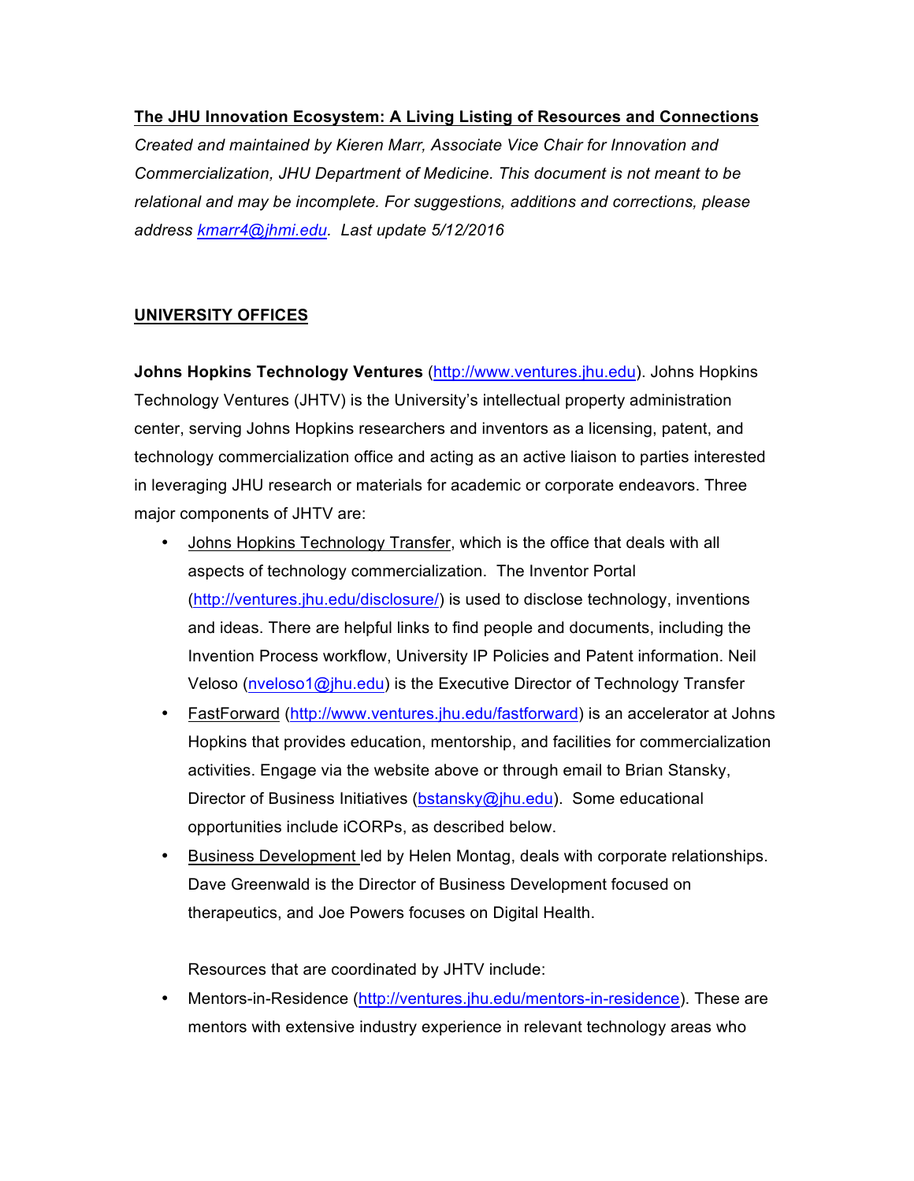**The JHU Innovation Ecosystem: A Living Listing of Resources and Connections**

*Created and maintained by Kieren Marr, Associate Vice Chair for Innovation and Commercialization, JHU Department of Medicine. This document is not meant to be relational and may be incomplete. For suggestions, additions and corrections, please address [kmarr4@jhmi.edu](mailto:kmarr4@jhmi.edu). Last update 5/12/2016*

## UNIVERSITY OFFICES

**Johns Hopkins Technology Ventures** ([http://www.ventures.jhu.edu](http://www.ventures.jhu.edu)). Johns Hopkins Technology Ventures (JHTV) is the University's intellectual property administration center, serving Johns Hopkins researchers and inventors as a licensing, patent, and technology commercialization office and acting as an active liaison to parties interested in leveraging JHU research or materials for academic or corporate endeavors. Three major components of JHTV are:

- Johns Hopkins Technology Transfer, which is the office that deals with all aspects of technology commercialization. The Inventor Portal ([http://ventures.jhu.edu/disclosure/](http://ventures.jhu.edu/disclosure/)) is used to disclose technology, inventions and ideas. There are helpful links to find people and documents, including the Invention Process workflow, University IP Policies and Patent information. Neil Veloso ([nveloso1@jhu.edu](mailto:nveloso1@jhu.edu)) is the Executive Director of Technology Transfer
- FastForward ([http://www.ventures.jhu.edu/fastforward](http://www.ventures.jhu.edu/fastforward)) is an accelerator at Johns Hopkins that provides education, mentorship, and facilities for commercialization activities. Engage via the website above or through email to Brian Stansky, Director of Business Initiatives ([bstansky@jhu.edu](mailto:bstansky@jhu.edu)). Some educational opportunities include iCORPs, as described below.
- Business Development led by Helen Montag, deals with corporate relationships. Dave Greenwald is the Director of Business Development focused on therapeutics, and Joe Powers focuses on Digital Health.

  Resources that are coordinated by JHTV include:

- Mentors-in-Residence ([http://ventures.jhu.edu/mentors-in-residence](http://ventures.jhu.edu/mentors-in-residence)). These are mentors with extensive industry experience in relevant technology areas who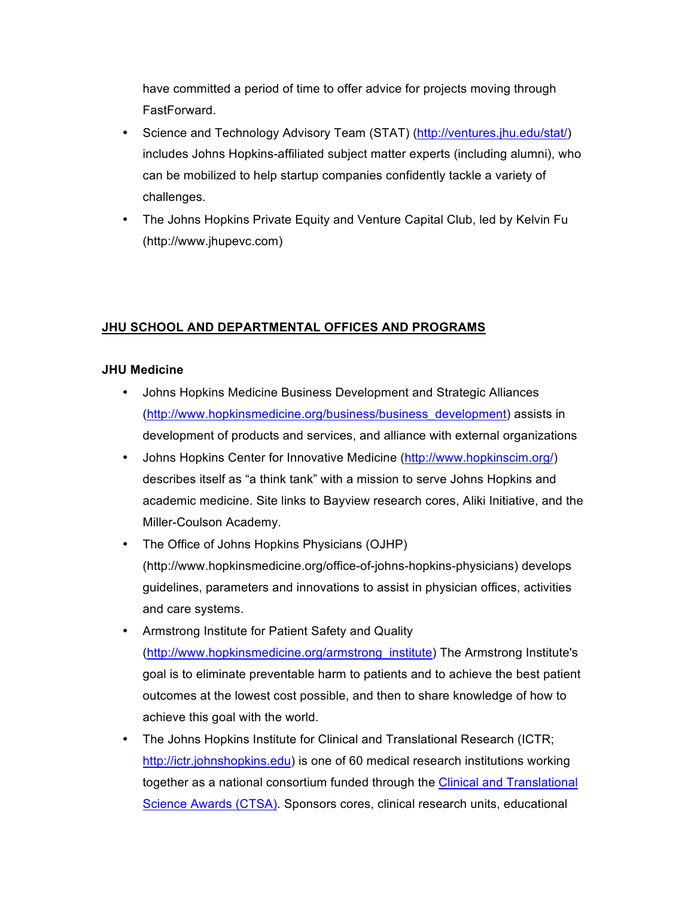have committed a period of time to offer advice for projects moving through FastForward.

- Science and Technology Advisory Team (STAT) ([http://ventures.jhu.edu/stat/](http://ventures.jhu.edu/stat/)) includes Johns Hopkins-affiliated subject matter experts (including alumni), who can be mobilized to help startup companies confidently tackle a variety of challenges.
- The Johns Hopkins Private Equity and Venture Capital Club, led by Kelvin Fu (http://www.jhupevc.com)

## <u>JHU SCHOOL AND DEPARTMENTAL OFFICES AND PROGRAMS</u>

### JHU Medicine

- Johns Hopkins Medicine Business Development and Strategic Alliances ([http://www.hopkinsmedicine.org/business/business_development](http://www.hopkinsmedicine.org/business/business_development)) assists in development of products and services, and alliance with external organizations
- Johns Hopkins Center for Innovative Medicine ([http://www.hopkinscim.org/](http://www.hopkinscim.org/)) describes itself as "a think tank" with a mission to serve Johns Hopkins and academic medicine. Site links to Bayview research cores, Aliki Initiative, and the Miller-Coulson Academy.
- The Office of Johns Hopkins Physicians (OJHP) (http://www.hopkinsmedicine.org/office-of-johns-hopkins-physicians) develops guidelines, parameters and innovations to assist in physician offices, activities and care systems.
- Armstrong Institute for Patient Safety and Quality ([http://www.hopkinsmedicine.org/armstrong_institute](http://www.hopkinsmedicine.org/armstrong_institute)) The Armstrong Institute's goal is to eliminate preventable harm to patients and to achieve the best patient outcomes at the lowest cost possible, and then to share knowledge of how to achieve this goal with the world.
- The Johns Hopkins Institute for Clinical and Translational Research (ICTR; [http://ictr.johnshopkins.edu](http://ictr.johnshopkins.edu)) is one of 60 medical research institutions working together as a national consortium funded through the Clinical and Translational Science Awards (CTSA). Sponsors cores, clinical research units, educational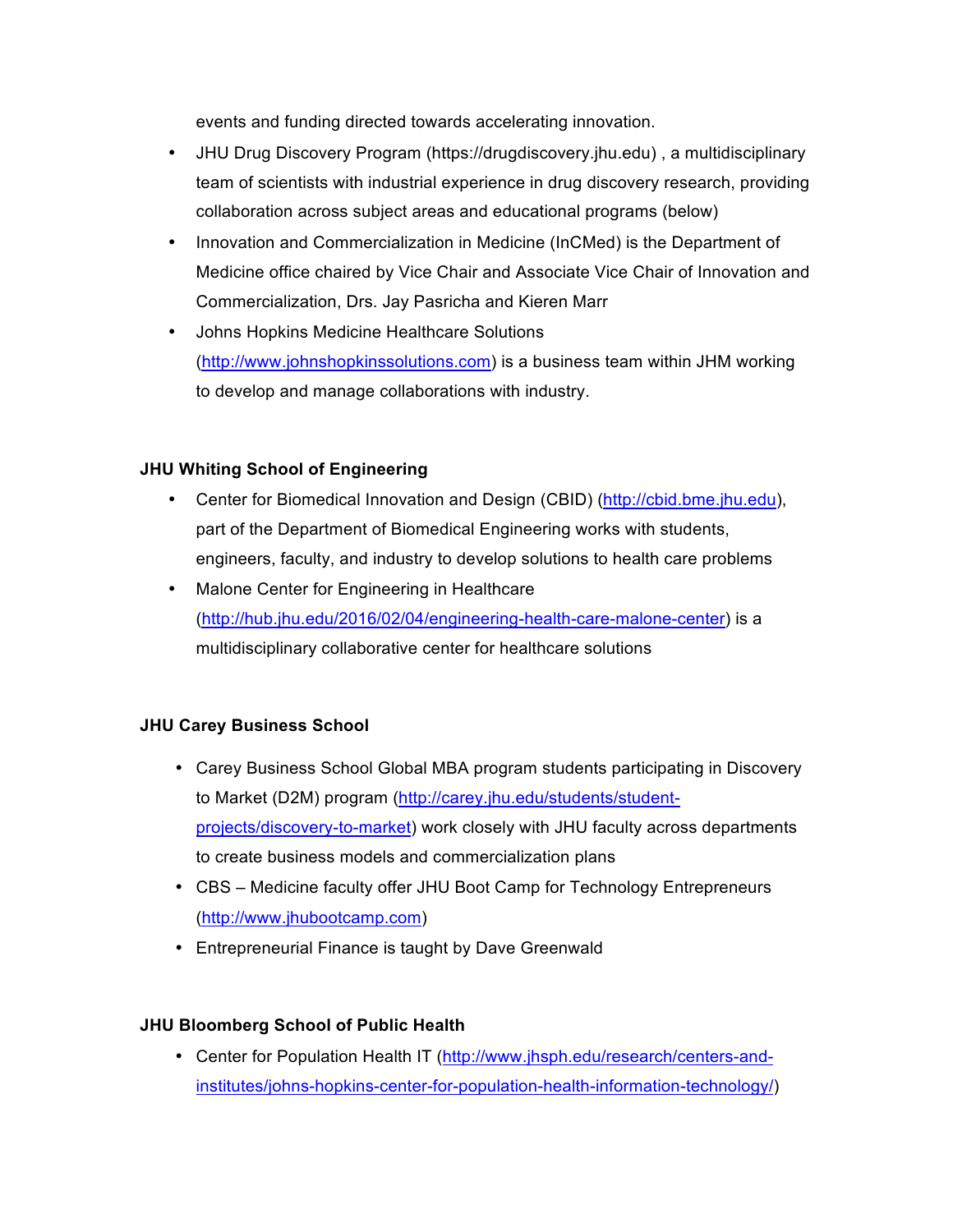events and funding directed towards accelerating innovation.

- JHU Drug Discovery Program (https://drugdiscovery.jhu.edu) , a multidisciplinary team of scientists with industrial experience in drug discovery research, providing collaboration across subject areas and educational programs (below)
- Innovation and Commercialization in Medicine (InCMed) is the Department of Medicine office chaired by Vice Chair and Associate Vice Chair of Innovation and Commercialization, Drs. Jay Pasricha and Kieren Marr
- Johns Hopkins Medicine Healthcare Solutions (http://www.johnshopkinssolutions.com) is a business team within JHM working to develop and manage collaborations with industry.

**JHU Whiting School of Engineering**

- Center for Biomedical Innovation and Design (CBID) (http://cbid.bme.jhu.edu), part of the Department of Biomedical Engineering works with students, engineers, faculty, and industry to develop solutions to health care problems
- Malone Center for Engineering in Healthcare (http://hub.jhu.edu/2016/02/04/engineering-health-care-malone-center) is a multidisciplinary collaborative center for healthcare solutions

**JHU Carey Business School**

- Carey Business School Global MBA program students participating in Discovery to Market (D2M) program (http://carey.jhu.edu/students/student-projects/discovery-to-market) work closely with JHU faculty across departments to create business models and commercialization plans
- CBS – Medicine faculty offer JHU Boot Camp for Technology Entrepreneurs (http://www.jhubootcamp.com)
- Entrepreneurial Finance is taught by Dave Greenwald

**JHU Bloomberg School of Public Health**

- Center for Population Health IT (http://www.jhsph.edu/research/centers-and-institutes/johns-hopkins-center-for-population-health-information-technology/)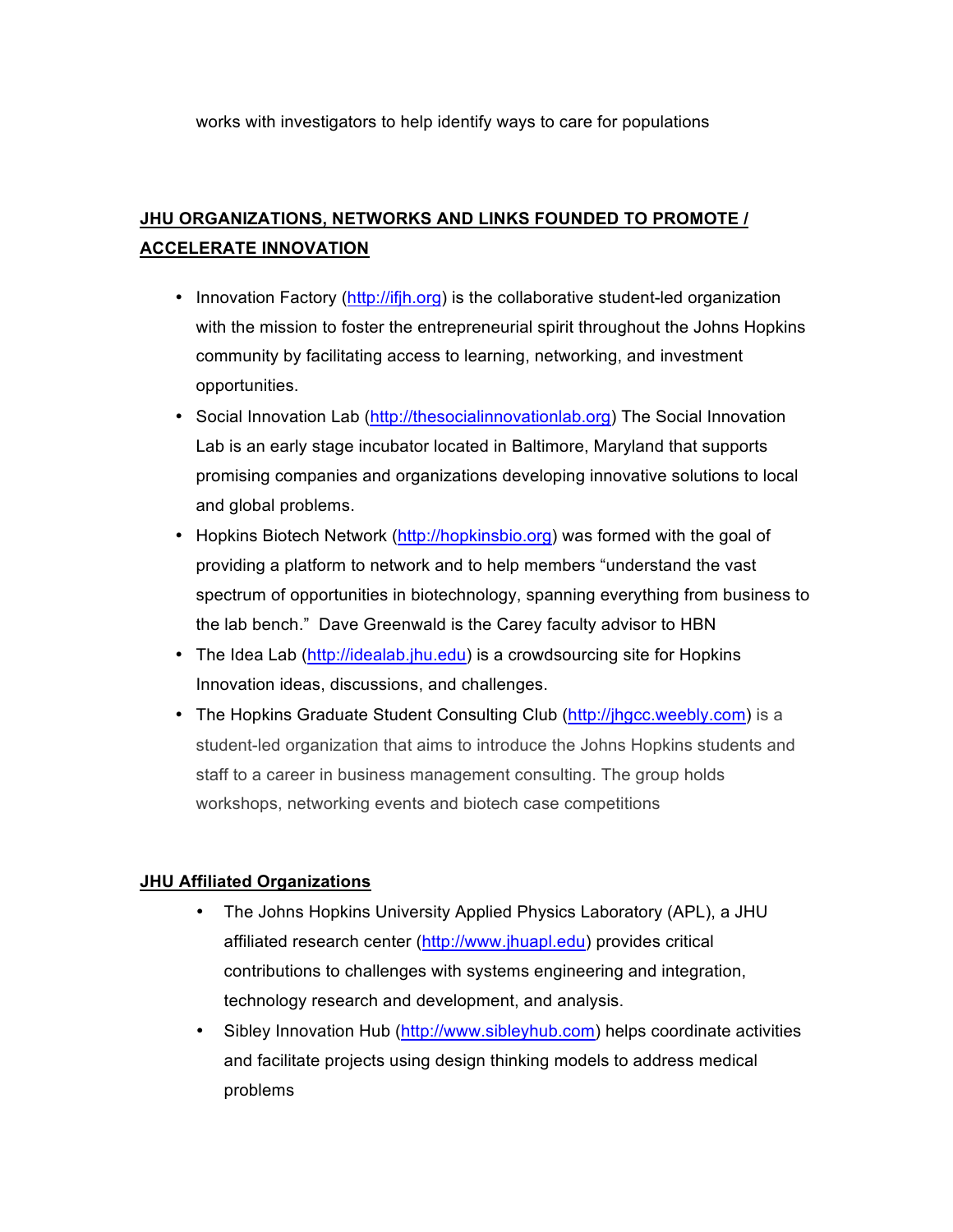works with investigators to help identify ways to care for populations

## **JHU ORGANIZATIONS, NETWORKS AND LINKS FOUNDED TO PROMOTE / ACCELERATE INNOVATION**

- Innovation Factory (http://ifjh.org) is the collaborative student-led organization with the mission to foster the entrepreneurial spirit throughout the Johns Hopkins community by facilitating access to learning, networking, and investment opportunities.
- Social Innovation Lab (http://thesocialinnovationlab.org) The Social Innovation Lab is an early stage incubator located in Baltimore, Maryland that supports promising companies and organizations developing innovative solutions to local and global problems.
- Hopkins Biotech Network (http://hopkinsbio.org) was formed with the goal of providing a platform to network and to help members "understand the vast spectrum of opportunities in biotechnology, spanning everything from business to the lab bench." Dave Greenwald is the Carey faculty advisor to HBN
- The Idea Lab (http://idealab.jhu.edu) is a crowdsourcing site for Hopkins Innovation ideas, discussions, and challenges.
- The Hopkins Graduate Student Consulting Club (http://jhgcc.weebly.com) is a student-led organization that aims to introduce the Johns Hopkins students and staff to a career in business management consulting. The group holds workshops, networking events and biotech case competitions

## **JHU Affiliated Organizations**

- The Johns Hopkins University Applied Physics Laboratory (APL), a JHU affiliated research center (http://www.jhuapl.edu) provides critical contributions to challenges with systems engineering and integration, technology research and development, and analysis.
- Sibley Innovation Hub (http://www.sibleyhub.com) helps coordinate activities and facilitate projects using design thinking models to address medical problems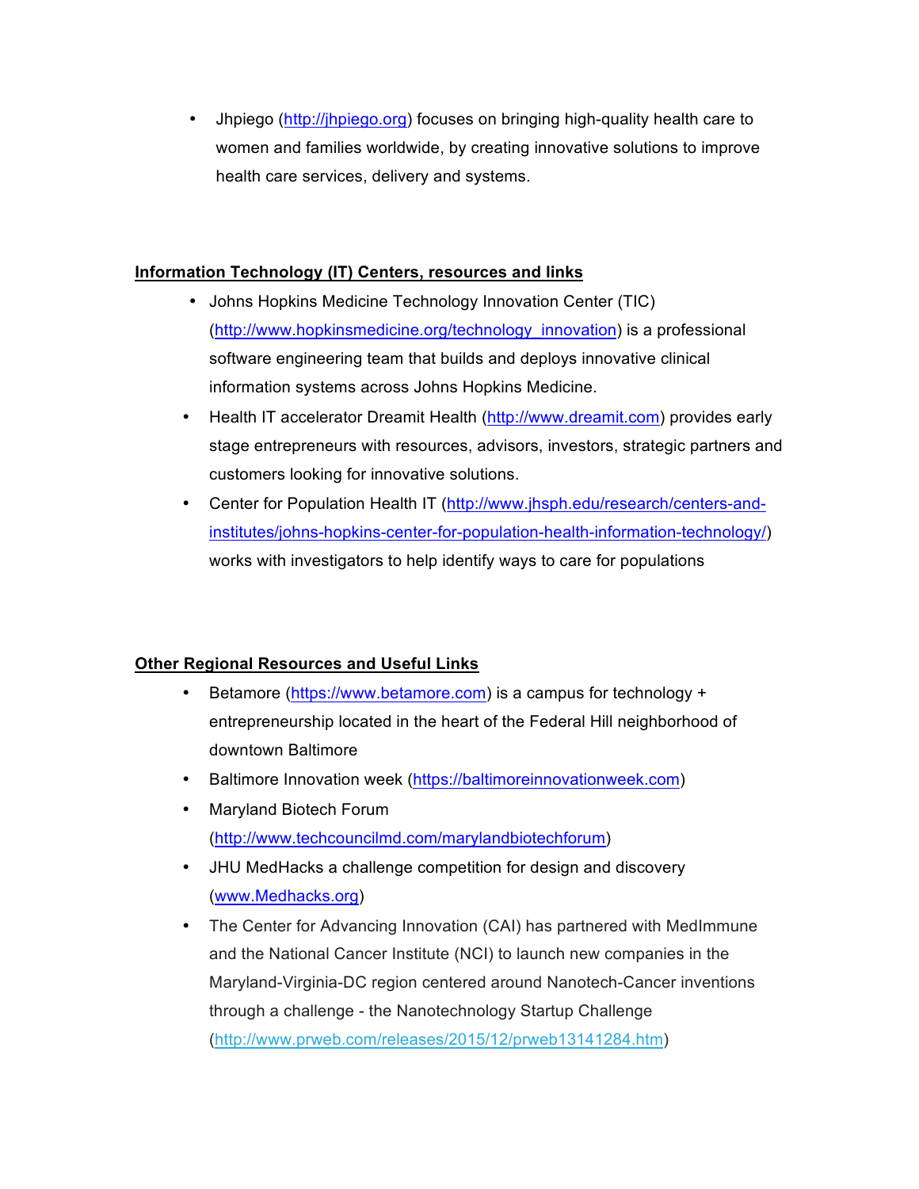- Jhpiego (http://jhpiego.org) focuses on bringing high-quality health care to women and families worldwide, by creating innovative solutions to improve health care services, delivery and systems.

**Information Technology (IT) Centers, resources and links**

- Johns Hopkins Medicine Technology Innovation Center (TIC) (http://www.hopkinsmedicine.org/technology_innovation) is a professional software engineering team that builds and deploys innovative clinical information systems across Johns Hopkins Medicine.
- Health IT accelerator Dreamit Health (http://www.dreamit.com) provides early stage entrepreneurs with resources, advisors, investors, strategic partners and customers looking for innovative solutions.
- Center for Population Health IT (http://www.jhsph.edu/research/centers-and-institutes/johns-hopkins-center-for-population-health-information-technology/) works with investigators to help identify ways to care for populations

**Other Regional Resources and Useful Links**

- Betamore (https://www.betamore.com) is a campus for technology + entrepreneurship located in the heart of the Federal Hill neighborhood of downtown Baltimore
- Baltimore Innovation week (https://baltimoreinnovationweek.com)
- Maryland Biotech Forum (http://www.techcouncilmd.com/marylandbiotechforum)
- JHU MedHacks a challenge competition for design and discovery (www.Medhacks.org)
- The Center for Advancing Innovation (CAI) has partnered with MedImmune and the National Cancer Institute (NCI) to launch new companies in the Maryland-Virginia-DC region centered around Nanotech-Cancer inventions through a challenge - the Nanotechnology Startup Challenge (http://www.prweb.com/releases/2015/12/prweb13141284.htm)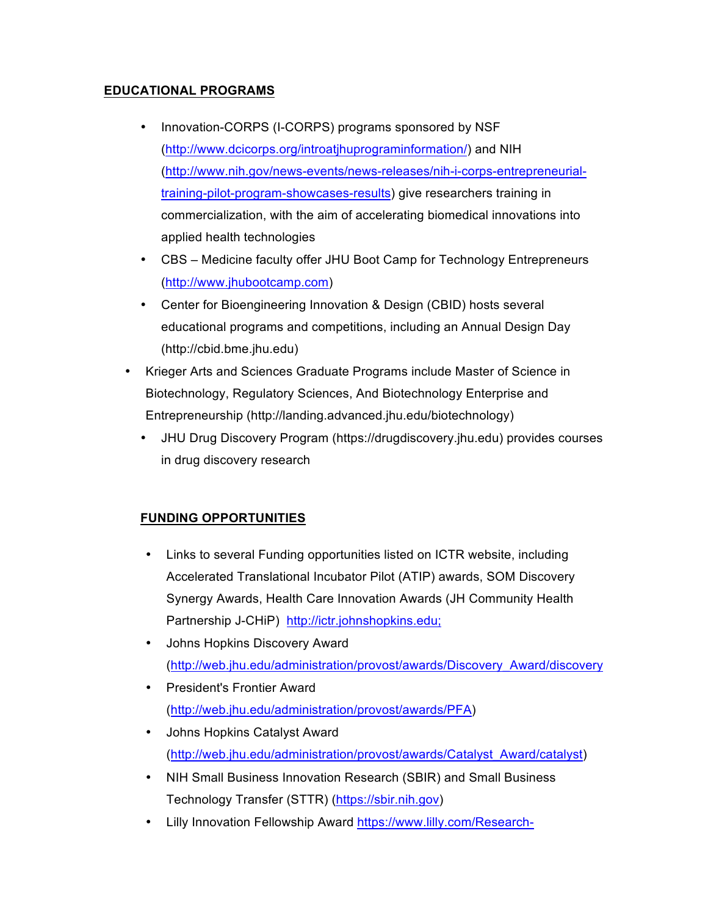## EDUCATIONAL PROGRAMS

- Innovation-CORPS (I-CORPS) programs sponsored by NSF (http://www.dcicorps.org/introatjhuprograminformation/) and NIH (http://www.nih.gov/news-events/news-releases/nih-i-corps-entrepreneurial-training-pilot-program-showcases-results) give researchers training in commercialization, with the aim of accelerating biomedical innovations into applied health technologies
- CBS – Medicine faculty offer JHU Boot Camp for Technology Entrepreneurs (http://www.jhubootcamp.com)
- Center for Bioengineering Innovation & Design (CBID) hosts several educational programs and competitions, including an Annual Design Day (http://cbid.bme.jhu.edu)
- Krieger Arts and Sciences Graduate Programs include Master of Science in Biotechnology, Regulatory Sciences, And Biotechnology Enterprise and Entrepreneurship (http://landing.advanced.jhu.edu/biotechnology)
- JHU Drug Discovery Program (https://drugdiscovery.jhu.edu) provides courses in drug discovery research

## FUNDING OPPORTUNITIES

- Links to several Funding opportunities listed on ICTR website, including Accelerated Translational Incubator Pilot (ATIP) awards, SOM Discovery Synergy Awards, Health Care Innovation Awards (JH Community Health Partnership J-CHiP) http://ictr.johnshopkins.edu;
- Johns Hopkins Discovery Award (http://web.jhu.edu/administration/provost/awards/Discovery_Award/discovery
- President's Frontier Award (http://web.jhu.edu/administration/provost/awards/PFA)
- Johns Hopkins Catalyst Award (http://web.jhu.edu/administration/provost/awards/Catalyst_Award/catalyst)
- NIH Small Business Innovation Research (SBIR) and Small Business Technology Transfer (STTR) (https://sbir.nih.gov)
- Lilly Innovation Fellowship Award https://www.lilly.com/Research-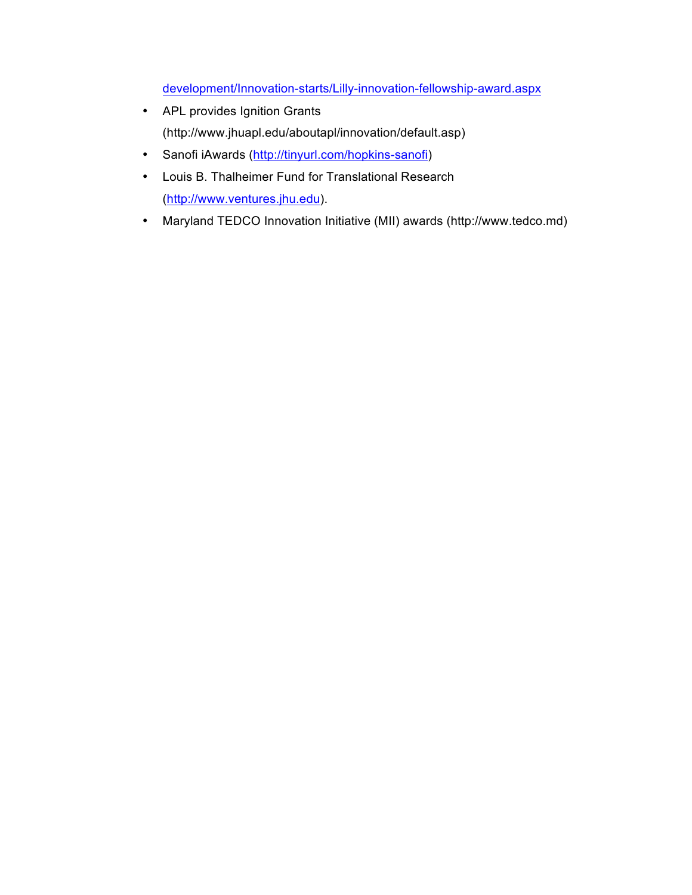development/Innovation-starts/Lilly-innovation-fellowship-award.aspx

- APL provides Ignition Grants (http://www.jhuapl.edu/aboutapl/innovation/default.asp)
- Sanofi iAwards (http://tinyurl.com/hopkins-sanofi)
- Louis B. Thalheimer Fund for Translational Research (http://www.ventures.jhu.edu).
- Maryland TEDCO Innovation Initiative (MII) awards (http://www.tedco.md)